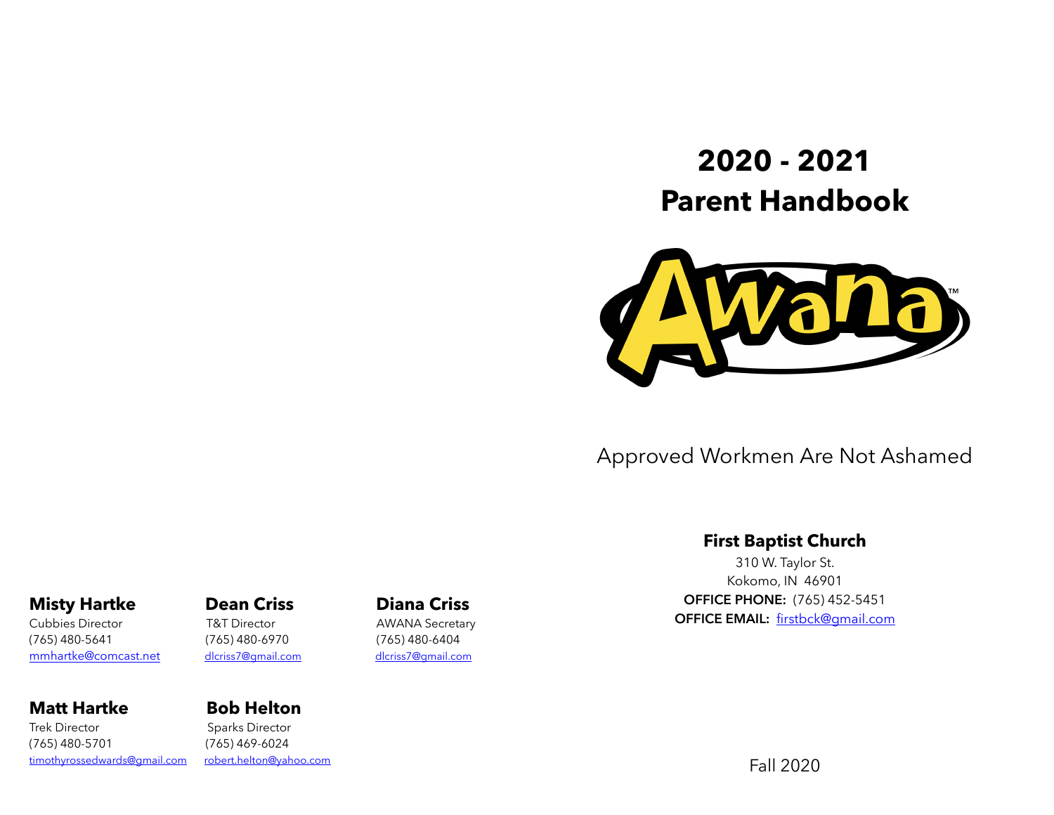# 2020 - 2021
# Parent Handbook

Awana™

Approved Workmen Are Not Ashamed

**First Baptist Church**

310 W. Taylor St.
Kokomo, IN 46901
**OFFICE PHONE:** (765) 452-5451
**OFFICE EMAIL:** firstbck@gmail.com

**Misty Hartke**
Cubbies Director
(765) 480-5641
mmhartke@comcast.net

**Dean Criss**
T&T Director
(765) 480-6970
dlcriss7@gmail.com

**Diana Criss**
AWANA Secretary
(765) 480-6404
dlcriss7@gmail.com

**Matt Hartke**
Trek Director
(765) 480-5701
timothyrossedwards@gmail.com

**Bob Helton**
Sparks Director
(765) 469-6024
robert.helton@yahoo.com

Fall 2020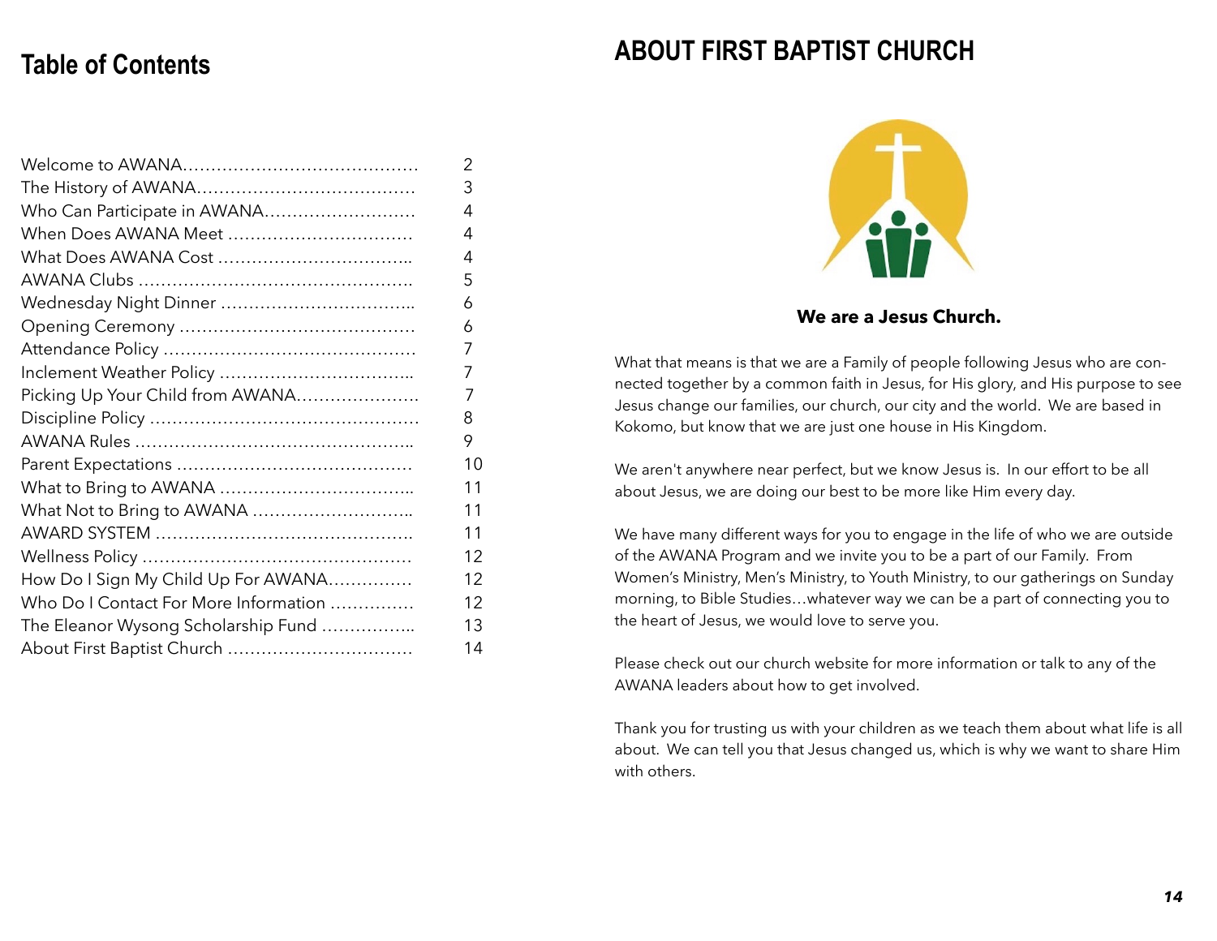## Table of Contents

| | |
|---|---|
| Welcome to AWANA | 2 |
| The History of AWANA | 3 |
| Who Can Participate in AWANA | 4 |
| When Does AWANA Meet | 4 |
| What Does AWANA Cost | 4 |
| AWANA Clubs | 5 |
| Wednesday Night Dinner | 6 |
| Opening Ceremony | 6 |
| Attendance Policy | 7 |
| Inclement Weather Policy | 7 |
| Picking Up Your Child from AWANA | 7 |
| Discipline Policy | 8 |
| AWANA Rules | 9 |
| Parent Expectations | 10 |
| What to Bring to AWANA | 11 |
| What Not to Bring to AWANA | 11 |
| AWARD SYSTEM | 11 |
| Wellness Policy | 12 |
| How Do I Sign My Child Up For AWANA | 12 |
| Who Do I Contact For More Information | 12 |
| The Eleanor Wysong Scholarship Fund | 13 |
| About First Baptist Church | 14 |

# ABOUT FIRST BAPTIST CHURCH

**We are a Jesus Church.**

What that means is that we are a Family of people following Jesus who are connected together by a common faith in Jesus, for His glory, and His purpose to see Jesus change our families, our church, our city and the world. We are based in Kokomo, but know that we are just one house in His Kingdom.

We aren't anywhere near perfect, but we know Jesus is. In our effort to be all about Jesus, we are doing our best to be more like Him every day.

We have many different ways for you to engage in the life of who we are outside of the AWANA Program and we invite you to be a part of our Family. From Women's Ministry, Men's Ministry, to Youth Ministry, to our gatherings on Sunday morning, to Bible Studies…whatever way we can be a part of connecting you to the heart of Jesus, we would love to serve you.

Please check out our church website for more information or talk to any of the AWANA leaders about how to get involved.

Thank you for trusting us with your children as we teach them about what life is all about. We can tell you that Jesus changed us, which is why we want to share Him with others.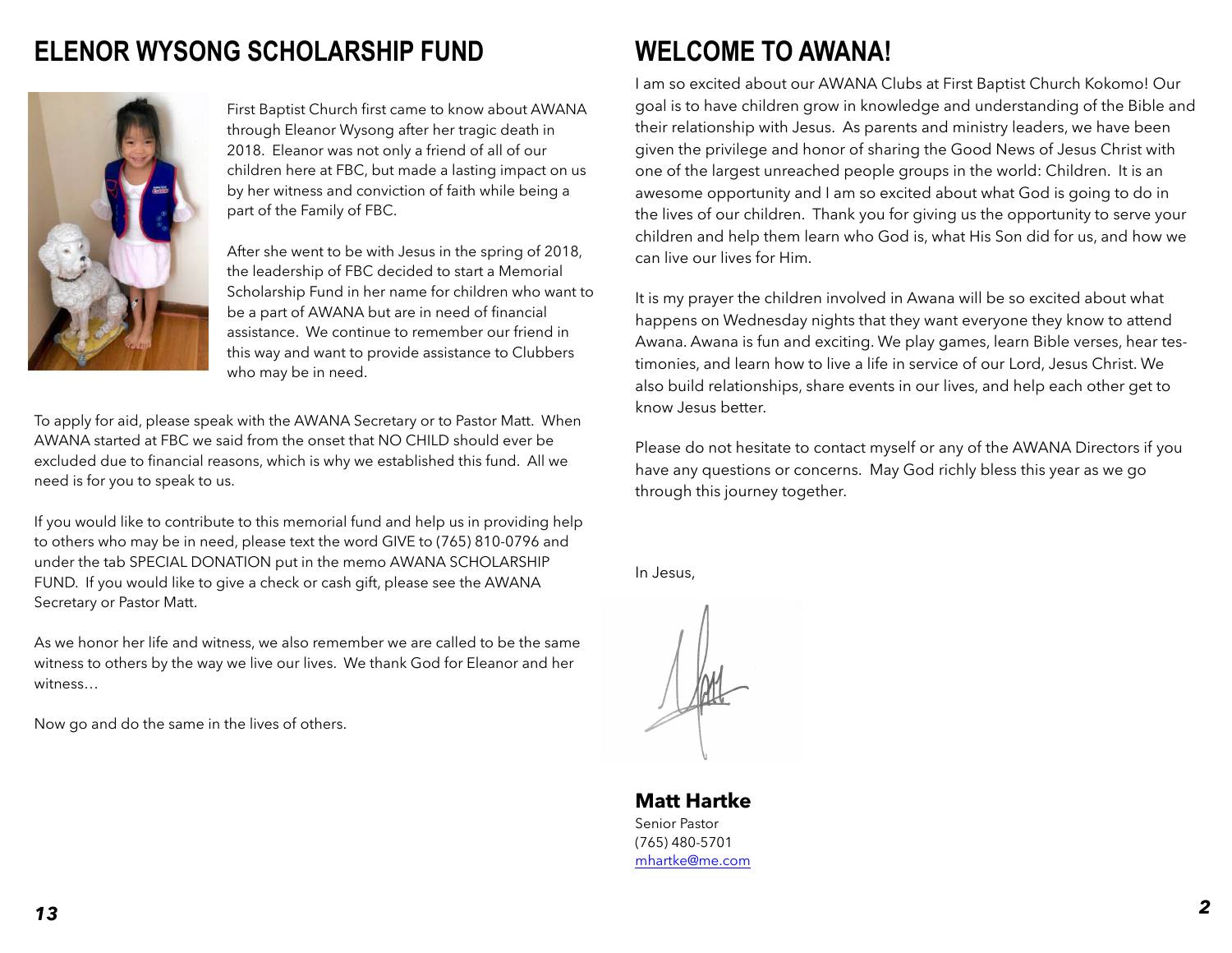# ELENOR WYSONG SCHOLARSHIP FUND

First Baptist Church first came to know about AWANA through Eleanor Wysong after her tragic death in 2018. Eleanor was not only a friend of all of our children here at FBC, but made a lasting impact on us by her witness and conviction of faith while being a part of the Family of FBC.

After she went to be with Jesus in the spring of 2018, the leadership of FBC decided to start a Memorial Scholarship Fund in her name for children who want to be a part of AWANA but are in need of financial assistance. We continue to remember our friend in this way and want to provide assistance to Clubbers who may be in need.

To apply for aid, please speak with the AWANA Secretary or to Pastor Matt. When AWANA started at FBC we said from the onset that NO CHILD should ever be excluded due to financial reasons, which is why we established this fund. All we need is for you to speak to us.

If you would like to contribute to this memorial fund and help us in providing help to others who may be in need, please text the word GIVE to (765) 810-0796 and under the tab SPECIAL DONATION put in the memo AWANA SCHOLARSHIP FUND. If you would like to give a check or cash gift, please see the AWANA Secretary or Pastor Matt.

As we honor her life and witness, we also remember we are called to be the same witness to others by the way we live our lives. We thank God for Eleanor and her witness…

Now go and do the same in the lives of others.

# WELCOME TO AWANA!

I am so excited about our AWANA Clubs at First Baptist Church Kokomo! Our goal is to have children grow in knowledge and understanding of the Bible and their relationship with Jesus. As parents and ministry leaders, we have been given the privilege and honor of sharing the Good News of Jesus Christ with one of the largest unreached people groups in the world: Children. It is an awesome opportunity and I am so excited about what God is going to do in the lives of our children. Thank you for giving us the opportunity to serve your children and help them learn who God is, what His Son did for us, and how we can live our lives for Him.

It is my prayer the children involved in Awana will be so excited about what happens on Wednesday nights that they want everyone they know to attend Awana. Awana is fun and exciting. We play games, learn Bible verses, hear testimonies, and learn how to live a life in service of our Lord, Jesus Christ. We also build relationships, share events in our lives, and help each other get to know Jesus better.

Please do not hesitate to contact myself or any of the AWANA Directors if you have any questions or concerns. May God richly bless this year as we go through this journey together.

In Jesus,

**Matt Hartke**
Senior Pastor
(765) 480-5701
mhartke@me.com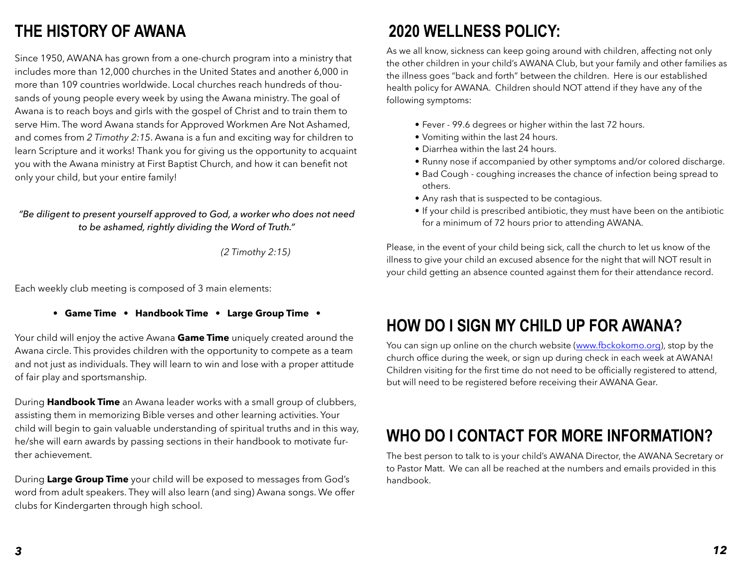# THE HISTORY OF AWANA

Since 1950, AWANA has grown from a one-church program into a ministry that includes more than 12,000 churches in the United States and another 6,000 in more than 109 countries worldwide. Local churches reach hundreds of thousands of young people every week by using the Awana ministry. The goal of Awana is to reach boys and girls with the gospel of Christ and to train them to serve Him. The word Awana stands for Approved Workmen Are Not Ashamed, and comes from *2 Timothy 2:15*. Awana is a fun and exciting way for children to learn Scripture and it works! Thank you for giving us the opportunity to acquaint you with the Awana ministry at First Baptist Church, and how it can benefit not only your child, but your entire family!

*"Be diligent to present yourself approved to God, a worker who does not need to be ashamed, rightly dividing the Word of Truth."*

*(2 Timothy 2:15)*

Each weekly club meeting is composed of 3 main elements:

• **Game Time** • **Handbook Time** • **Large Group Time** •

Your child will enjoy the active Awana **Game Time** uniquely created around the Awana circle. This provides children with the opportunity to compete as a team and not just as individuals. They will learn to win and lose with a proper attitude of fair play and sportsmanship.

During **Handbook Time** an Awana leader works with a small group of clubbers, assisting them in memorizing Bible verses and other learning activities. Your child will begin to gain valuable understanding of spiritual truths and in this way, he/she will earn awards by passing sections in their handbook to motivate further achievement.

During **Large Group Time** your child will be exposed to messages from God's word from adult speakers. They will also learn (and sing) Awana songs. We offer clubs for Kindergarten through high school.

# 2020 WELLNESS POLICY:

As we all know, sickness can keep going around with children, affecting not only the other children in your child's AWANA Club, but your family and other families as the illness goes "back and forth" between the children. Here is our established health policy for AWANA. Children should NOT attend if they have any of the following symptoms:

- Fever - 99.6 degrees or higher within the last 72 hours.
- Vomiting within the last 24 hours.
- Diarrhea within the last 24 hours.
- Runny nose if accompanied by other symptoms and/or colored discharge.
- Bad Cough - coughing increases the chance of infection being spread to others.
- Any rash that is suspected to be contagious.
- If your child is prescribed antibiotic, they must have been on the antibiotic for a minimum of 72 hours prior to attending AWANA.

Please, in the event of your child being sick, call the church to let us know of the illness to give your child an excused absence for the night that will NOT result in your child getting an absence counted against them for their attendance record.

# HOW DO I SIGN MY CHILD UP FOR AWANA?

You can sign up online on the church website (www.fbckokomo.org), stop by the church office during the week, or sign up during check in each week at AWANA! Children visiting for the first time do not need to be officially registered to attend, but will need to be registered before receiving their AWANA Gear.

# WHO DO I CONTACT FOR MORE INFORMATION?

The best person to talk to is your child's AWANA Director, the AWANA Secretary or to Pastor Matt. We can all be reached at the numbers and emails provided in this handbook.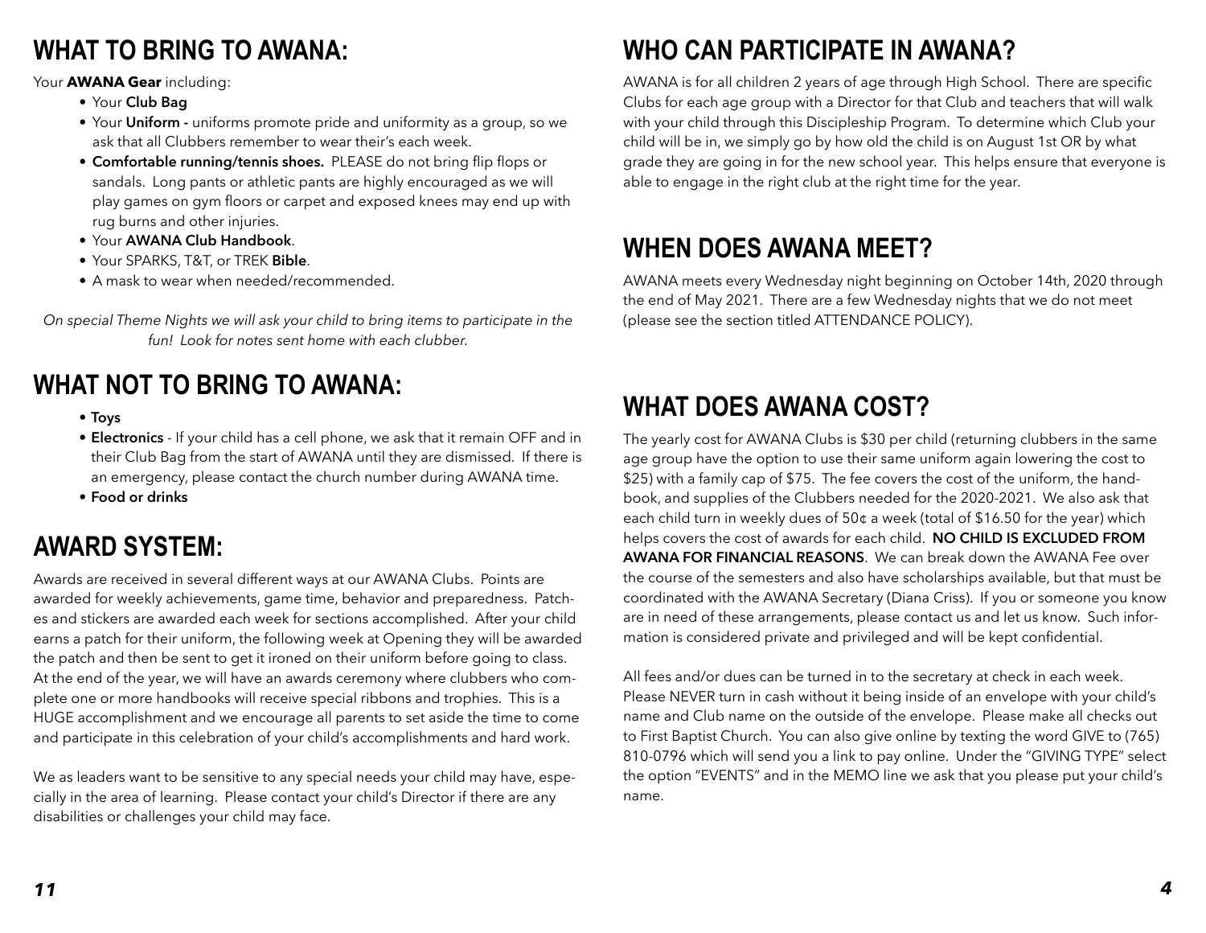## WHAT TO BRING TO AWANA:

Your **AWANA Gear** including:

- Your **Club Bag**
- Your **Uniform -** uniforms promote pride and uniformity as a group, so we ask that all Clubbers remember to wear their's each week.
- **Comfortable running/tennis shoes.** PLEASE do not bring flip flops or sandals. Long pants or athletic pants are highly encouraged as we will play games on gym floors or carpet and exposed knees may end up with rug burns and other injuries.
- Your **AWANA Club Handbook**.
- Your SPARKS, T&T, or TREK **Bible**.
- A mask to wear when needed/recommended.

*On special Theme Nights we will ask your child to bring items to participate in the fun! Look for notes sent home with each clubber.*

## WHAT NOT TO BRING TO AWANA:

- **Toys**
- **Electronics** - If your child has a cell phone, we ask that it remain OFF and in their Club Bag from the start of AWANA until they are dismissed. If there is an emergency, please contact the church number during AWANA time.
- **Food or drinks**

## AWARD SYSTEM:

Awards are received in several different ways at our AWANA Clubs. Points are awarded for weekly achievements, game time, behavior and preparedness. Patches and stickers are awarded each week for sections accomplished. After your child earns a patch for their uniform, the following week at Opening they will be awarded the patch and then be sent to get it ironed on their uniform before going to class. At the end of the year, we will have an awards ceremony where clubbers who complete one or more handbooks will receive special ribbons and trophies. This is a HUGE accomplishment and we encourage all parents to set aside the time to come and participate in this celebration of your child's accomplishments and hard work.

We as leaders want to be sensitive to any special needs your child may have, especially in the area of learning. Please contact your child's Director if there are any disabilities or challenges your child may face.

## WHO CAN PARTICIPATE IN AWANA?

AWANA is for all children 2 years of age through High School. There are specific Clubs for each age group with a Director for that Club and teachers that will walk with your child through this Discipleship Program. To determine which Club your child will be in, we simply go by how old the child is on August 1st OR by what grade they are going in for the new school year. This helps ensure that everyone is able to engage in the right club at the right time for the year.

## WHEN DOES AWANA MEET?

AWANA meets every Wednesday night beginning on October 14th, 2020 through the end of May 2021. There are a few Wednesday nights that we do not meet (please see the section titled ATTENDANCE POLICY).

## WHAT DOES AWANA COST?

The yearly cost for AWANA Clubs is $30 per child (returning clubbers in the same age group have the option to use their same uniform again lowering the cost to $25) with a family cap of $75. The fee covers the cost of the uniform, the handbook, and supplies of the Clubbers needed for the 2020-2021. We also ask that each child turn in weekly dues of 50¢ a week (total of $16.50 for the year) which helps covers the cost of awards for each child. **NO CHILD IS EXCLUDED FROM AWANA FOR FINANCIAL REASONS**. We can break down the AWANA Fee over the course of the semesters and also have scholarships available, but that must be coordinated with the AWANA Secretary (Diana Criss). If you or someone you know are in need of these arrangements, please contact us and let us know. Such information is considered private and privileged and will be kept confidential.

All fees and/or dues can be turned in to the secretary at check in each week. Please NEVER turn in cash without it being inside of an envelope with your child's name and Club name on the outside of the envelope. Please make all checks out to First Baptist Church. You can also give online by texting the word GIVE to (765) 810-0796 which will send you a link to pay online. Under the "GIVING TYPE" select the option "EVENTS" and in the MEMO line we ask that you please put your child's name.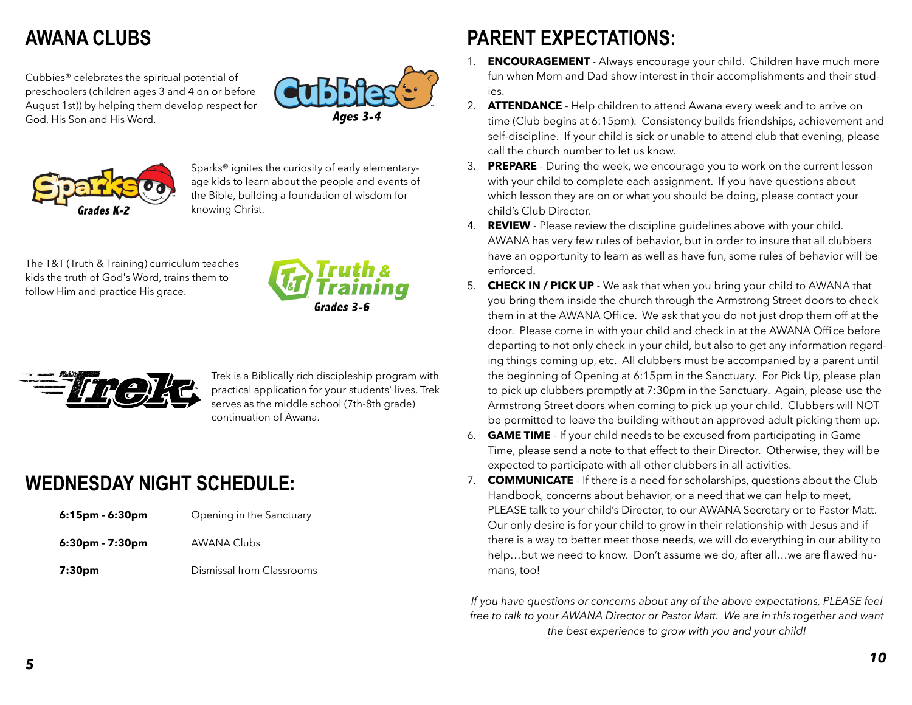# AWANA CLUBS

Cubbies® celebrates the spiritual potential of preschoolers (children ages 3 and 4 on or before August 1st)) by helping them develop respect for God, His Son and His Word.

Cubbies Ages 3-4

Sparks Grades K-2

Sparks® ignites the curiosity of early elementary-age kids to learn about the people and events of the Bible, building a foundation of wisdom for knowing Christ.

The T&T (Truth & Training) curriculum teaches kids the truth of God's Word, trains them to follow Him and practice His grace.

Truth & Training Grades 3-6

Trek is a Biblically rich discipleship program with practical application for your students' lives. Trek serves as the middle school (7th-8th grade) continuation of Awana.

# WEDNESDAY NIGHT SCHEDULE:

| | |
|---|---|
| **6:15pm - 6:30pm** | Opening in the Sanctuary |
| **6:30pm - 7:30pm** | AWANA Clubs |
| **7:30pm** | Dismissal from Classrooms |

# PARENT EXPECTATIONS:

1. **ENCOURAGEMENT** - Always encourage your child. Children have much more fun when Mom and Dad show interest in their accomplishments and their studies.
2. **ATTENDANCE** - Help children to attend Awana every week and to arrive on time (Club begins at 6:15pm). Consistency builds friendships, achievement and self-discipline. If your child is sick or unable to attend club that evening, please call the church number to let us know.
3. **PREPARE** - During the week, we encourage you to work on the current lesson with your child to complete each assignment. If you have questions about which lesson they are on or what you should be doing, please contact your child's Club Director.
4. **REVIEW** - Please review the discipline guidelines above with your child. AWANA has very few rules of behavior, but in order to insure that all clubbers have an opportunity to learn as well as have fun, some rules of behavior will be enforced.
5. **CHECK IN / PICK UP** - We ask that when you bring your child to AWANA that you bring them inside the church through the Armstrong Street doors to check them in at the AWANA Office. We ask that you do not just drop them off at the door. Please come in with your child and check in at the AWANA Office before departing to not only check in your child, but also to get any information regarding things coming up, etc. All clubbers must be accompanied by a parent until the beginning of Opening at 6:15pm in the Sanctuary. For Pick Up, please plan to pick up clubbers promptly at 7:30pm in the Sanctuary. Again, please use the Armstrong Street doors when coming to pick up your child. Clubbers will NOT be permitted to leave the building without an approved adult picking them up.
6. **GAME TIME** - If your child needs to be excused from participating in Game Time, please send a note to that effect to their Director. Otherwise, they will be expected to participate with all other clubbers in all activities.
7. **COMMUNICATE** - If there is a need for scholarships, questions about the Club Handbook, concerns about behavior, or a need that we can help to meet, PLEASE talk to your child's Director, to our AWANA Secretary or to Pastor Matt. Our only desire is for your child to grow in their relationship with Jesus and if there is a way to better meet those needs, we will do everything in our ability to help…but we need to know. Don't assume we do, after all…we are flawed humans, too!

*If you have questions or concerns about any of the above expectations, PLEASE feel free to talk to your AWANA Director or Pastor Matt. We are in this together and want the best experience to grow with you and your child!*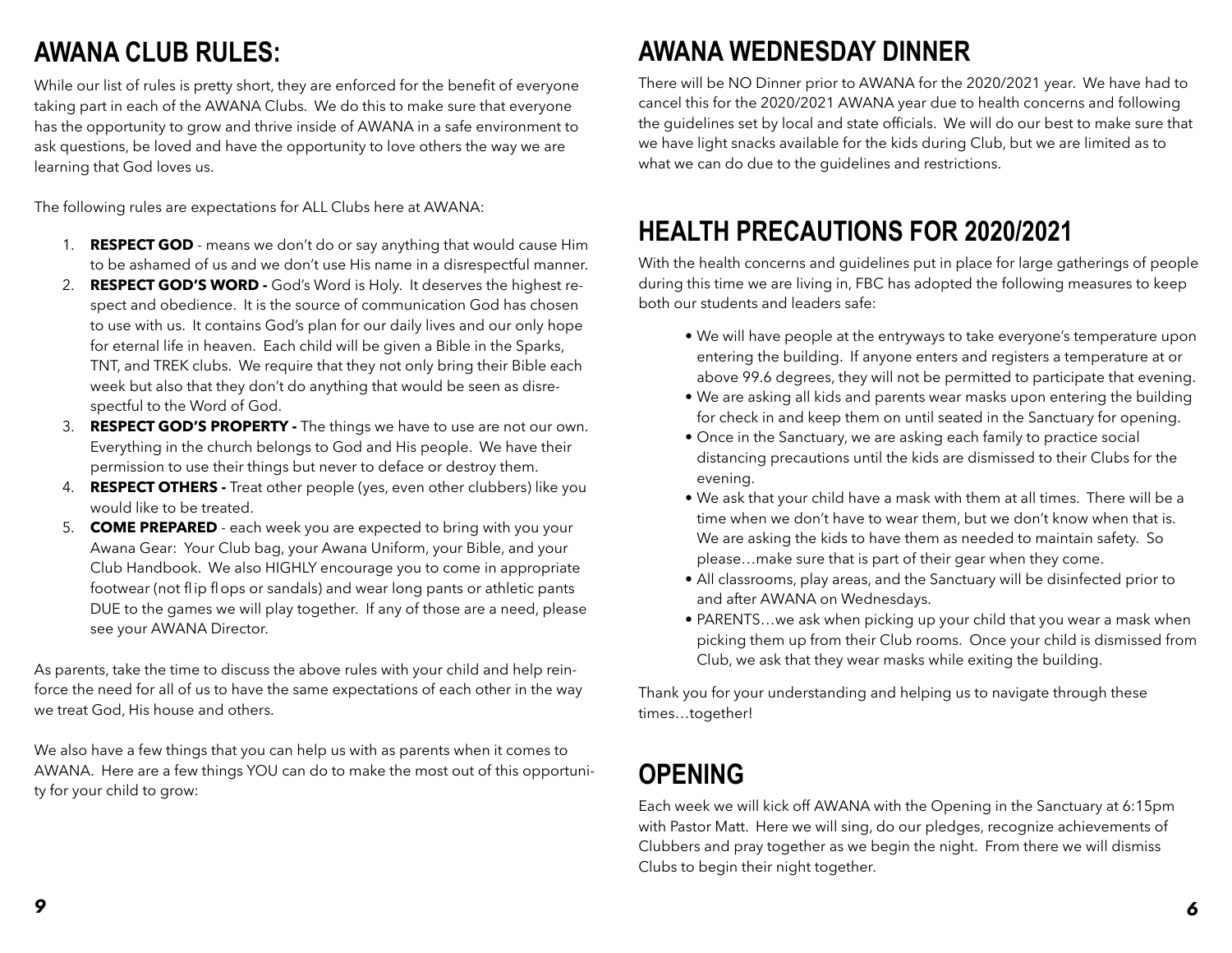## AWANA CLUB RULES:

While our list of rules is pretty short, they are enforced for the benefit of everyone taking part in each of the AWANA Clubs. We do this to make sure that everyone has the opportunity to grow and thrive inside of AWANA in a safe environment to ask questions, be loved and have the opportunity to love others the way we are learning that God loves us.

The following rules are expectations for ALL Clubs here at AWANA:

1. **RESPECT GOD** - means we don't do or say anything that would cause Him to be ashamed of us and we don't use His name in a disrespectful manner.
2. **RESPECT GOD'S WORD -** God's Word is Holy. It deserves the highest respect and obedience. It is the source of communication God has chosen to use with us. It contains God's plan for our daily lives and our only hope for eternal life in heaven. Each child will be given a Bible in the Sparks, TNT, and TREK clubs. We require that they not only bring their Bible each week but also that they don't do anything that would be seen as disrespectful to the Word of God.
3. **RESPECT GOD'S PROPERTY -** The things we have to use are not our own. Everything in the church belongs to God and His people. We have their permission to use their things but never to deface or destroy them.
4. **RESPECT OTHERS -** Treat other people (yes, even other clubbers) like you would like to be treated.
5. **COME PREPARED** - each week you are expected to bring with you your Awana Gear: Your Club bag, your Awana Uniform, your Bible, and your Club Handbook. We also HIGHLY encourage you to come in appropriate footwear (not flip flops or sandals) and wear long pants or athletic pants DUE to the games we will play together. If any of those are a need, please see your AWANA Director.

As parents, take the time to discuss the above rules with your child and help reinforce the need for all of us to have the same expectations of each other in the way we treat God, His house and others.

We also have a few things that you can help us with as parents when it comes to AWANA. Here are a few things YOU can do to make the most out of this opportunity for your child to grow:

## AWANA WEDNESDAY DINNER

There will be NO Dinner prior to AWANA for the 2020/2021 year. We have had to cancel this for the 2020/2021 AWANA year due to health concerns and following the guidelines set by local and state officials. We will do our best to make sure that we have light snacks available for the kids during Club, but we are limited as to what we can do due to the guidelines and restrictions.

## HEALTH PRECAUTIONS FOR 2020/2021

With the health concerns and guidelines put in place for large gatherings of people during this time we are living in, FBC has adopted the following measures to keep both our students and leaders safe:

- We will have people at the entryways to take everyone's temperature upon entering the building. If anyone enters and registers a temperature at or above 99.6 degrees, they will not be permitted to participate that evening.
- We are asking all kids and parents wear masks upon entering the building for check in and keep them on until seated in the Sanctuary for opening.
- Once in the Sanctuary, we are asking each family to practice social distancing precautions until the kids are dismissed to their Clubs for the evening.
- We ask that your child have a mask with them at all times. There will be a time when we don't have to wear them, but we don't know when that is. We are asking the kids to have them as needed to maintain safety. So please…make sure that is part of their gear when they come.
- All classrooms, play areas, and the Sanctuary will be disinfected prior to and after AWANA on Wednesdays.
- PARENTS…we ask when picking up your child that you wear a mask when picking them up from their Club rooms. Once your child is dismissed from Club, we ask that they wear masks while exiting the building.

Thank you for your understanding and helping us to navigate through these times…together!

## OPENING

Each week we will kick off AWANA with the Opening in the Sanctuary at 6:15pm with Pastor Matt. Here we will sing, do our pledges, recognize achievements of Clubbers and pray together as we begin the night. From there we will dismiss Clubs to begin their night together.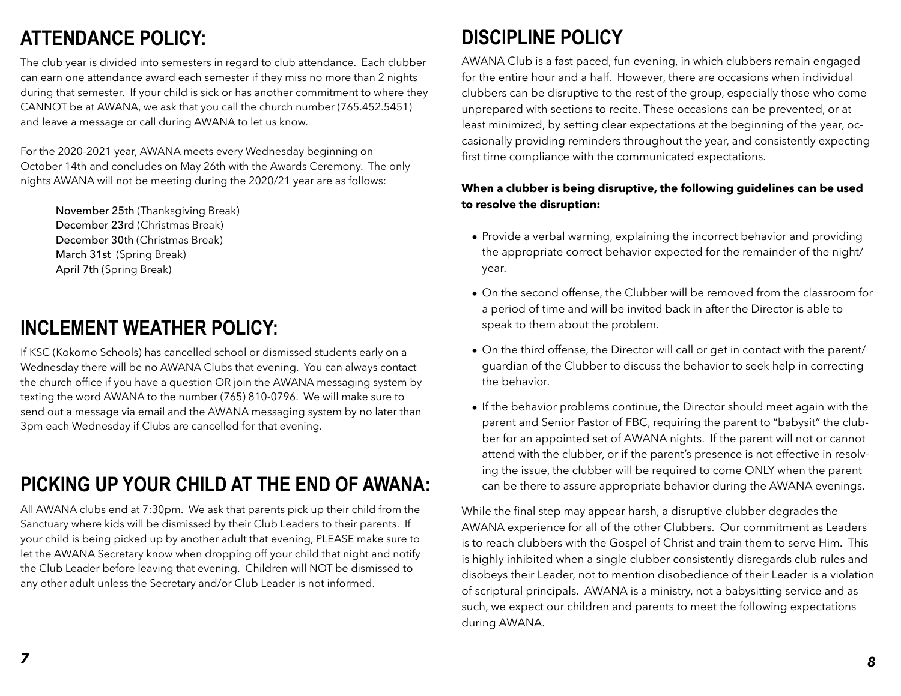## ATTENDANCE POLICY:

The club year is divided into semesters in regard to club attendance. Each clubber can earn one attendance award each semester if they miss no more than 2 nights during that semester. If your child is sick or has another commitment to where they CANNOT be at AWANA, we ask that you call the church number (765.452.5451) and leave a message or call during AWANA to let us know.

For the 2020-2021 year, AWANA meets every Wednesday beginning on October 14th and concludes on May 26th with the Awards Ceremony. The only nights AWANA will not be meeting during the 2020/21 year are as follows:

November 25th (Thanksgiving Break)
December 23rd (Christmas Break)
December 30th (Christmas Break)
March 31st (Spring Break)
April 7th (Spring Break)

## INCLEMENT WEATHER POLICY:

If KSC (Kokomo Schools) has cancelled school or dismissed students early on a Wednesday there will be no AWANA Clubs that evening. You can always contact the church office if you have a question OR join the AWANA messaging system by texting the word AWANA to the number (765) 810-0796. We will make sure to send out a message via email and the AWANA messaging system by no later than 3pm each Wednesday if Clubs are cancelled for that evening.

## PICKING UP YOUR CHILD AT THE END OF AWANA:

All AWANA clubs end at 7:30pm. We ask that parents pick up their child from the Sanctuary where kids will be dismissed by their Club Leaders to their parents. If your child is being picked up by another adult that evening, PLEASE make sure to let the AWANA Secretary know when dropping off your child that night and notify the Club Leader before leaving that evening. Children will NOT be dismissed to any other adult unless the Secretary and/or Club Leader is not informed.

## DISCIPLINE POLICY

AWANA Club is a fast paced, fun evening, in which clubbers remain engaged for the entire hour and a half. However, there are occasions when individual clubbers can be disruptive to the rest of the group, especially those who come unprepared with sections to recite. These occasions can be prevented, or at least minimized, by setting clear expectations at the beginning of the year, occasionally providing reminders throughout the year, and consistently expecting first time compliance with the communicated expectations.

**When a clubber is being disruptive, the following guidelines can be used to resolve the disruption:**

- Provide a verbal warning, explaining the incorrect behavior and providing the appropriate correct behavior expected for the remainder of the night/year.
- On the second offense, the Clubber will be removed from the classroom for a period of time and will be invited back in after the Director is able to speak to them about the problem.
- On the third offense, the Director will call or get in contact with the parent/guardian of the Clubber to discuss the behavior to seek help in correcting the behavior.
- If the behavior problems continue, the Director should meet again with the parent and Senior Pastor of FBC, requiring the parent to "babysit" the clubber for an appointed set of AWANA nights. If the parent will not or cannot attend with the clubber, or if the parent's presence is not effective in resolving the issue, the clubber will be required to come ONLY when the parent can be there to assure appropriate behavior during the AWANA evenings.

While the final step may appear harsh, a disruptive clubber degrades the AWANA experience for all of the other Clubbers. Our commitment as Leaders is to reach clubbers with the Gospel of Christ and train them to serve Him. This is highly inhibited when a single clubber consistently disregards club rules and disobeys their Leader, not to mention disobedience of their Leader is a violation of scriptural principals. AWANA is a ministry, not a babysitting service and as such, we expect our children and parents to meet the following expectations during AWANA.